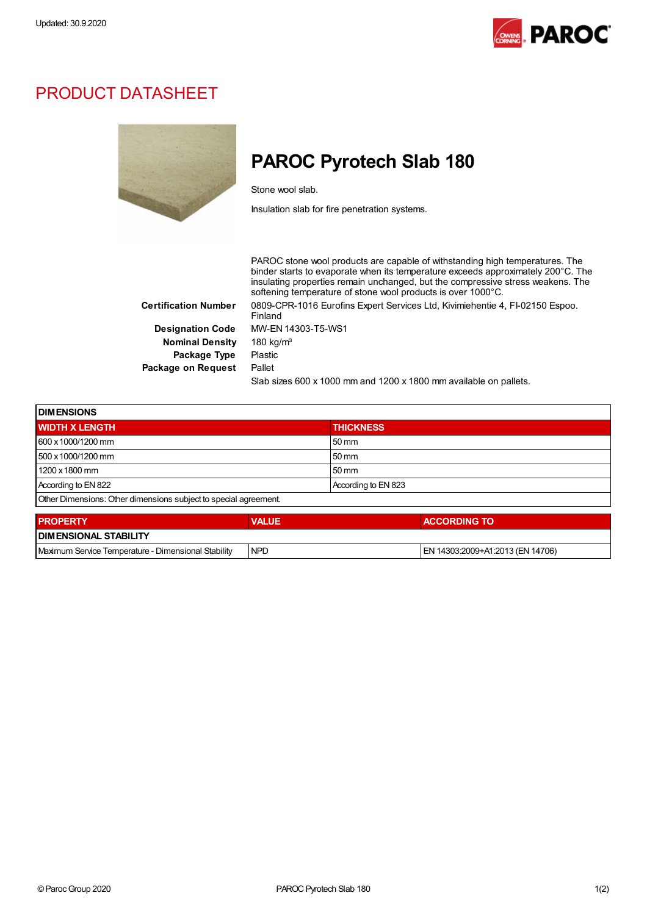Updated: 30.9.2020

# PRODUCT DATASHEET

## PAROC Pyrotech Slab 180

Stone wool slab.

Insulation slab for fire penetration systems.

PAROC stone wool products are capable of withstanding high temperatures. The binder starts to evaporate when its temperature exceeds approximately 200°C. The insulating properties remain unchanged, but the compressive stress weakens. The softening temperature of stone wool products is over 1000°C.

**Certification Number** 0809-CPR-1016 Eurofins Expert Services Ltd, Kivimiehentie 4, FI-02150 Espoo. Finland

**Designation Code** MW-EN 14303-T5-WS1

**Nominal Density** 180 kg/m³

**Package Type** Plastic

**Package on Request** Pallet

Slab sizes 600 x 1000 mm and 1200 x 1800 mm available on pallets.

| DIMENSIONS | |
|---|---|
| **WIDTH X LENGTH** | **THICKNESS** |
| 600 x 1000/1200 mm | 50 mm |
| 500 x 1000/1200 mm | 50 mm |
| 1200 x 1800 mm | 50 mm |
| According to EN 822 | According to EN 823 |
| Other Dimensions: Other dimensions subject to special agreement. | |

| PROPERTY | VALUE | ACCORDING TO |
|---|---|---|
| **DIMENSIONAL STABILITY** | | |
| Maximum Service Temperature - Dimensional Stability | NPD | EN 14303:2009+A1:2013 (EN 14706) |

© Paroc Group 2020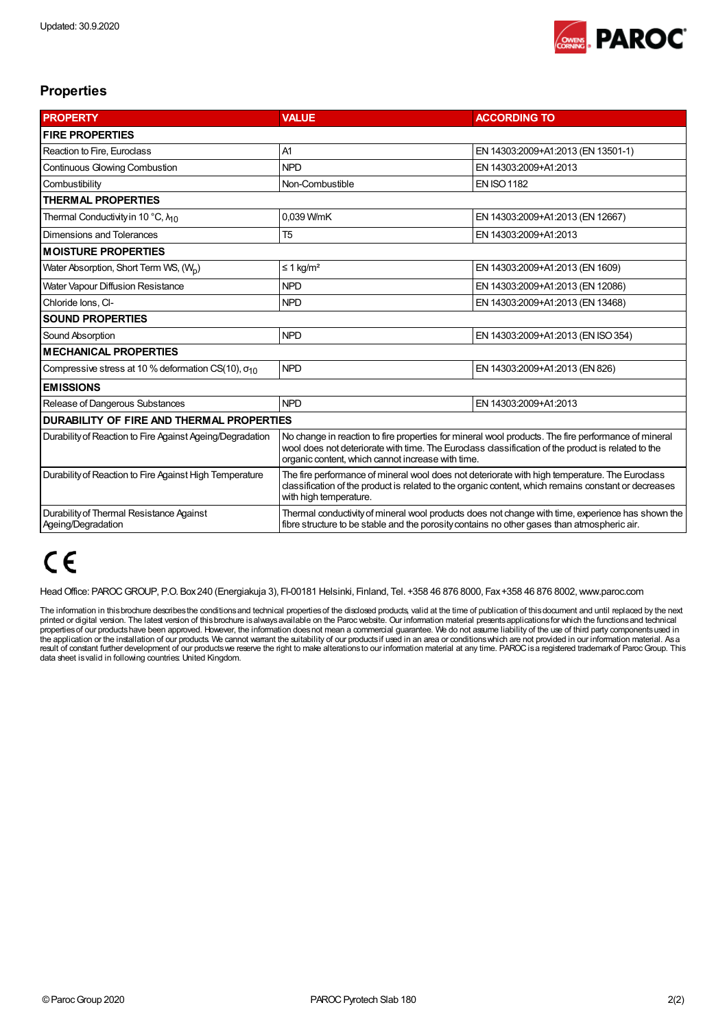Updated: 30.9.2020

## Properties

| PROPERTY | VALUE | ACCORDING TO |
|---|---|---|
| **FIRE PROPERTIES** | | |
| Reaction to Fire, Euroclass | A1 | EN 14303:2009+A1:2013 (EN 13501-1) |
| Continuous Glowing Combustion | NPD | EN 14303:2009+A1:2013 |
| Combustibility | Non-Combustible | EN ISO 1182 |
| **THERMAL PROPERTIES** | | |
| Thermal Conductivity in 10 °C, $\lambda_{10}$ | 0,039 W/mK | EN 14303:2009+A1:2013 (EN 12667) |
| Dimensions and Tolerances | T5 | EN 14303:2009+A1:2013 |
| **MOISTURE PROPERTIES** | | |
| Water Absorption, Short Term WS, ($W_p$) | ≤ 1 kg/m² | EN 14303:2009+A1:2013 (EN 1609) |
| Water Vapour Diffusion Resistance | NPD | EN 14303:2009+A1:2013 (EN 12086) |
| Chloride Ions, Cl- | NPD | EN 14303:2009+A1:2013 (EN 13468) |
| **SOUND PROPERTIES** | | |
| Sound Absorption | NPD | EN 14303:2009+A1:2013 (EN ISO 354) |
| **MECHANICAL PROPERTIES** | | |
| Compressive stress at 10 % deformation CS(10), $\sigma_{10}$ | NPD | EN 14303:2009+A1:2013 (EN 826) |
| **EMISSIONS** | | |
| Release of Dangerous Substances | NPD | EN 14303:2009+A1:2013 |
| **DURABILITY OF FIRE AND THERMAL PROPERTIES** | | |
| Durability of Reaction to Fire Against Ageing/Degradation | No change in reaction to fire properties for mineral wool products. The fire performance of mineral wool does not deteriorate with time. The Euroclass classification of the product is related to the organic content, which cannot increase with time. | |
| Durability of Reaction to Fire Against High Temperature | The fire performance of mineral wool does not deteriorate with high temperature. The Euroclass classification of the product is related to the organic content, which remains constant or decreases with high temperature. | |
| Durability of Thermal Resistance Against Ageing/Degradation | Thermal conductivity of mineral wool products does not change with time, experience has shown the fibre structure to be stable and the porosity contains no other gases than atmospheric air. | |

CE

Head Office: PAROC GROUP, P.O. Box 240 (Energiakuja 3), FI-00181 Helsinki, Finland, Tel. +358 46 876 8000, Fax +358 46 876 8002, www.paroc.com

The information in this brochure describes the conditions and technical properties of the disclosed products, valid at the time of publication of this document and until replaced by the next printed or digital version. The latest version of this brochure is always available on the Paroc website. Our information material presents applications for which the functions and technical properties of our products have been approved. However, the information does not mean a commercial guarantee. We do not assume liability of the use of third party components used in the application or the installation of our products. We cannot warrant the suitability of our products if used in an area or conditions which are not provided in our information material. As a result of constant further development of our products we reserve the right to make alterations to our information material at any time. PAROC is a registered trademark of Paroc Group. This data sheet is valid in following countries: United Kingdom.